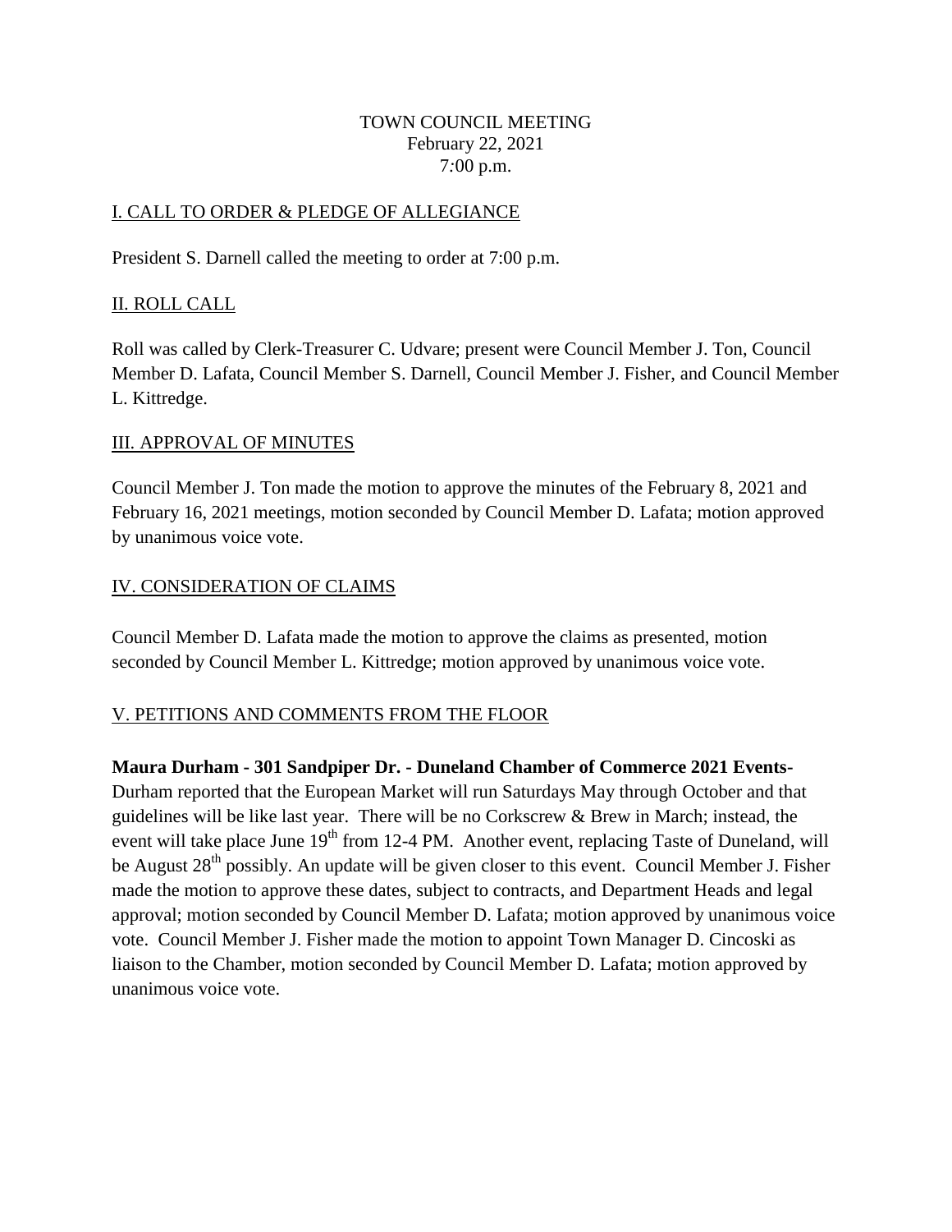# TOWN COUNCIL MEETING
February 22, 2021
7:00 p.m.

## I. CALL TO ORDER & PLEDGE OF ALLEGIANCE

President S. Darnell called the meeting to order at 7:00 p.m.

## II. ROLL CALL

Roll was called by Clerk-Treasurer C. Udvare; present were Council Member J. Ton, Council Member D. Lafata, Council Member S. Darnell, Council Member J. Fisher, and Council Member L. Kittredge.

## III. APPROVAL OF MINUTES

Council Member J. Ton made the motion to approve the minutes of the February 8, 2021 and February 16, 2021 meetings, motion seconded by Council Member D. Lafata; motion approved by unanimous voice vote.

## IV. CONSIDERATION OF CLAIMS

Council Member D. Lafata made the motion to approve the claims as presented, motion seconded by Council Member L. Kittredge; motion approved by unanimous voice vote.

## V. PETITIONS AND COMMENTS FROM THE FLOOR

**Maura Durham - 301 Sandpiper Dr. - Duneland Chamber of Commerce 2021 Events**- Durham reported that the European Market will run Saturdays May through October and that guidelines will be like last year. There will be no Corkscrew & Brew in March; instead, the event will take place June 19th from 12-4 PM. Another event, replacing Taste of Duneland, will be August 28th possibly. An update will be given closer to this event. Council Member J. Fisher made the motion to approve these dates, subject to contracts, and Department Heads and legal approval; motion seconded by Council Member D. Lafata; motion approved by unanimous voice vote. Council Member J. Fisher made the motion to appoint Town Manager D. Cincoski as liaison to the Chamber, motion seconded by Council Member D. Lafata; motion approved by unanimous voice vote.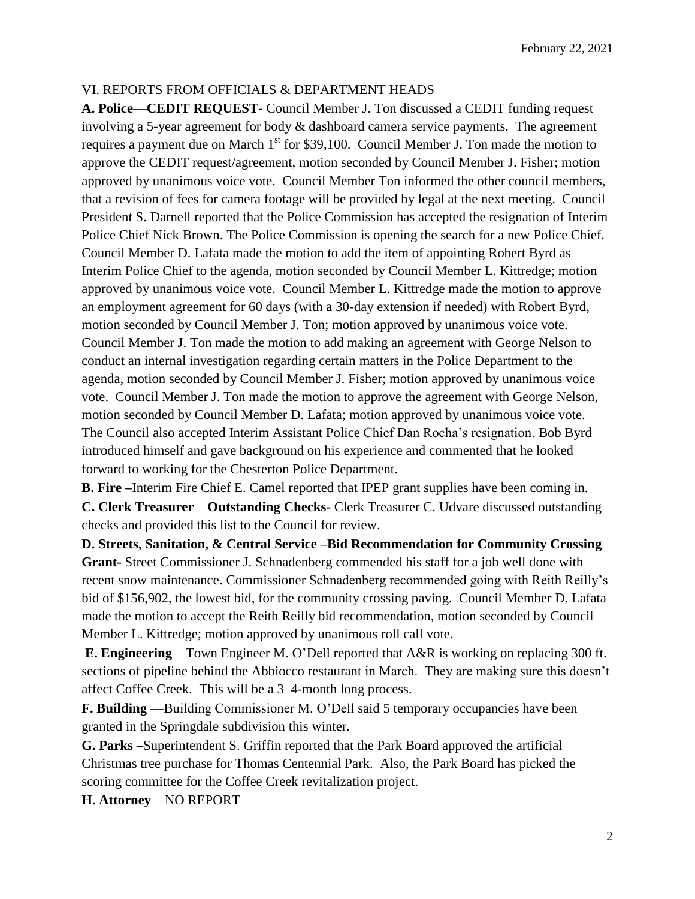VI. REPORTS FROM OFFICIALS & DEPARTMENT HEADS

**A. Police**—**CEDIT REQUEST-** Council Member J. Ton discussed a CEDIT funding request involving a 5-year agreement for body & dashboard camera service payments. The agreement requires a payment due on March 1st for $39,100. Council Member J. Ton made the motion to approve the CEDIT request/agreement, motion seconded by Council Member J. Fisher; motion approved by unanimous voice vote. Council Member Ton informed the other council members, that a revision of fees for camera footage will be provided by legal at the next meeting. Council President S. Darnell reported that the Police Commission has accepted the resignation of Interim Police Chief Nick Brown. The Police Commission is opening the search for a new Police Chief. Council Member D. Lafata made the motion to add the item of appointing Robert Byrd as Interim Police Chief to the agenda, motion seconded by Council Member L. Kittredge; motion approved by unanimous voice vote. Council Member L. Kittredge made the motion to approve an employment agreement for 60 days (with a 30-day extension if needed) with Robert Byrd, motion seconded by Council Member J. Ton; motion approved by unanimous voice vote. Council Member J. Ton made the motion to add making an agreement with George Nelson to conduct an internal investigation regarding certain matters in the Police Department to the agenda, motion seconded by Council Member J. Fisher; motion approved by unanimous voice vote. Council Member J. Ton made the motion to approve the agreement with George Nelson, motion seconded by Council Member D. Lafata; motion approved by unanimous voice vote. The Council also accepted Interim Assistant Police Chief Dan Rocha's resignation. Bob Byrd introduced himself and gave background on his experience and commented that he looked forward to working for the Chesterton Police Department.

**B. Fire –**Interim Fire Chief E. Camel reported that IPEP grant supplies have been coming in.

**C. Clerk Treasurer** – **Outstanding Checks-** Clerk Treasurer C. Udvare discussed outstanding checks and provided this list to the Council for review.

**D. Streets, Sanitation, & Central Service –Bid Recommendation for Community Crossing Grant-** Street Commissioner J. Schnadenberg commended his staff for a job well done with recent snow maintenance. Commissioner Schnadenberg recommended going with Reith Reilly's bid of $156,902, the lowest bid, for the community crossing paving. Council Member D. Lafata made the motion to accept the Reith Reilly bid recommendation, motion seconded by Council Member L. Kittredge; motion approved by unanimous roll call vote.

**E. Engineering**—Town Engineer M. O'Dell reported that A&R is working on replacing 300 ft. sections of pipeline behind the Abbiocco restaurant in March. They are making sure this doesn't affect Coffee Creek. This will be a 3–4-month long process.

**F. Building** —Building Commissioner M. O'Dell said 5 temporary occupancies have been granted in the Springdale subdivision this winter.

**G. Parks –**Superintendent S. Griffin reported that the Park Board approved the artificial Christmas tree purchase for Thomas Centennial Park. Also, the Park Board has picked the scoring committee for the Coffee Creek revitalization project.

**H. Attorney**—NO REPORT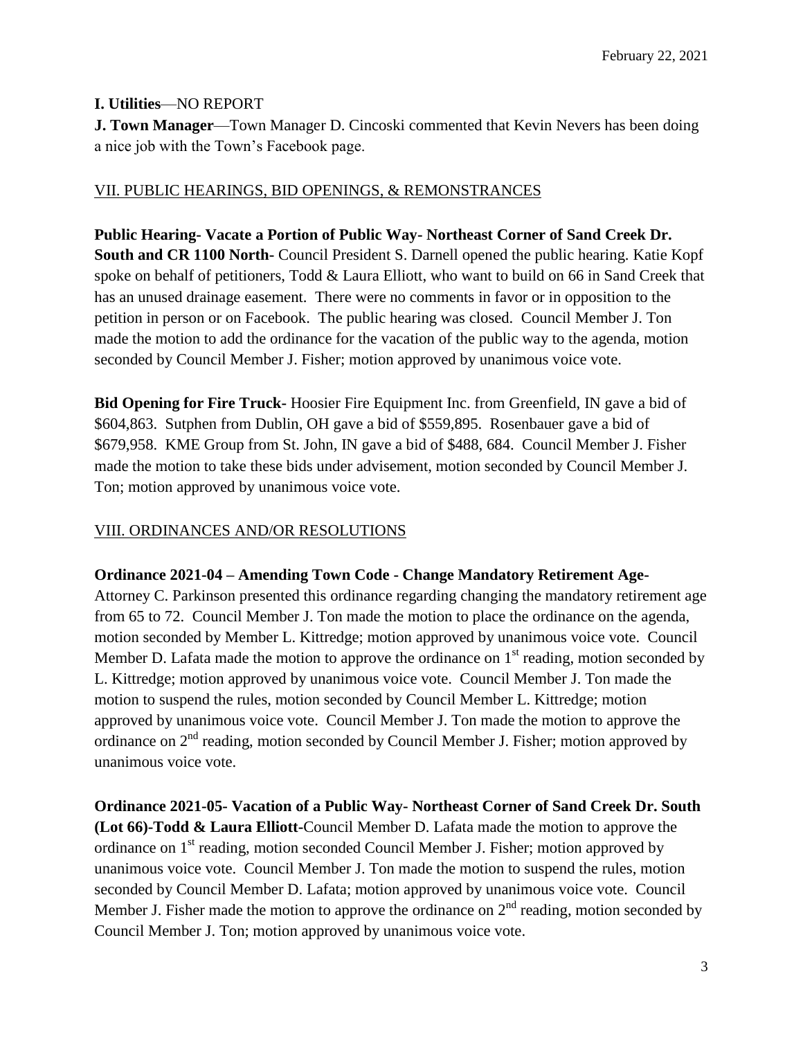**I. Utilities**—NO REPORT

**J. Town Manager**—Town Manager D. Cincoski commented that Kevin Nevers has been doing a nice job with the Town's Facebook page.

VII. PUBLIC HEARINGS, BID OPENINGS, & REMONSTRANCES

**Public Hearing- Vacate a Portion of Public Way- Northeast Corner of Sand Creek Dr. South and CR 1100 North-** Council President S. Darnell opened the public hearing. Katie Kopf spoke on behalf of petitioners, Todd & Laura Elliott, who want to build on 66 in Sand Creek that has an unused drainage easement. There were no comments in favor or in opposition to the petition in person or on Facebook. The public hearing was closed. Council Member J. Ton made the motion to add the ordinance for the vacation of the public way to the agenda, motion seconded by Council Member J. Fisher; motion approved by unanimous voice vote.

**Bid Opening for Fire Truck-** Hoosier Fire Equipment Inc. from Greenfield, IN gave a bid of $604,863. Sutphen from Dublin, OH gave a bid of $559,895. Rosenbauer gave a bid of $679,958. KME Group from St. John, IN gave a bid of $488, 684. Council Member J. Fisher made the motion to take these bids under advisement, motion seconded by Council Member J. Ton; motion approved by unanimous voice vote.

VIII. ORDINANCES AND/OR RESOLUTIONS

**Ordinance 2021-04 – Amending Town Code - Change Mandatory Retirement Age-** Attorney C. Parkinson presented this ordinance regarding changing the mandatory retirement age from 65 to 72. Council Member J. Ton made the motion to place the ordinance on the agenda, motion seconded by Member L. Kittredge; motion approved by unanimous voice vote. Council Member D. Lafata made the motion to approve the ordinance on 1st reading, motion seconded by L. Kittredge; motion approved by unanimous voice vote. Council Member J. Ton made the motion to suspend the rules, motion seconded by Council Member L. Kittredge; motion approved by unanimous voice vote. Council Member J. Ton made the motion to approve the ordinance on 2nd reading, motion seconded by Council Member J. Fisher; motion approved by unanimous voice vote.

**Ordinance 2021-05- Vacation of a Public Way- Northeast Corner of Sand Creek Dr. South (Lot 66)-Todd & Laura Elliott-**Council Member D. Lafata made the motion to approve the ordinance on 1st reading, motion seconded Council Member J. Fisher; motion approved by unanimous voice vote. Council Member J. Ton made the motion to suspend the rules, motion seconded by Council Member D. Lafata; motion approved by unanimous voice vote. Council Member J. Fisher made the motion to approve the ordinance on 2nd reading, motion seconded by Council Member J. Ton; motion approved by unanimous voice vote.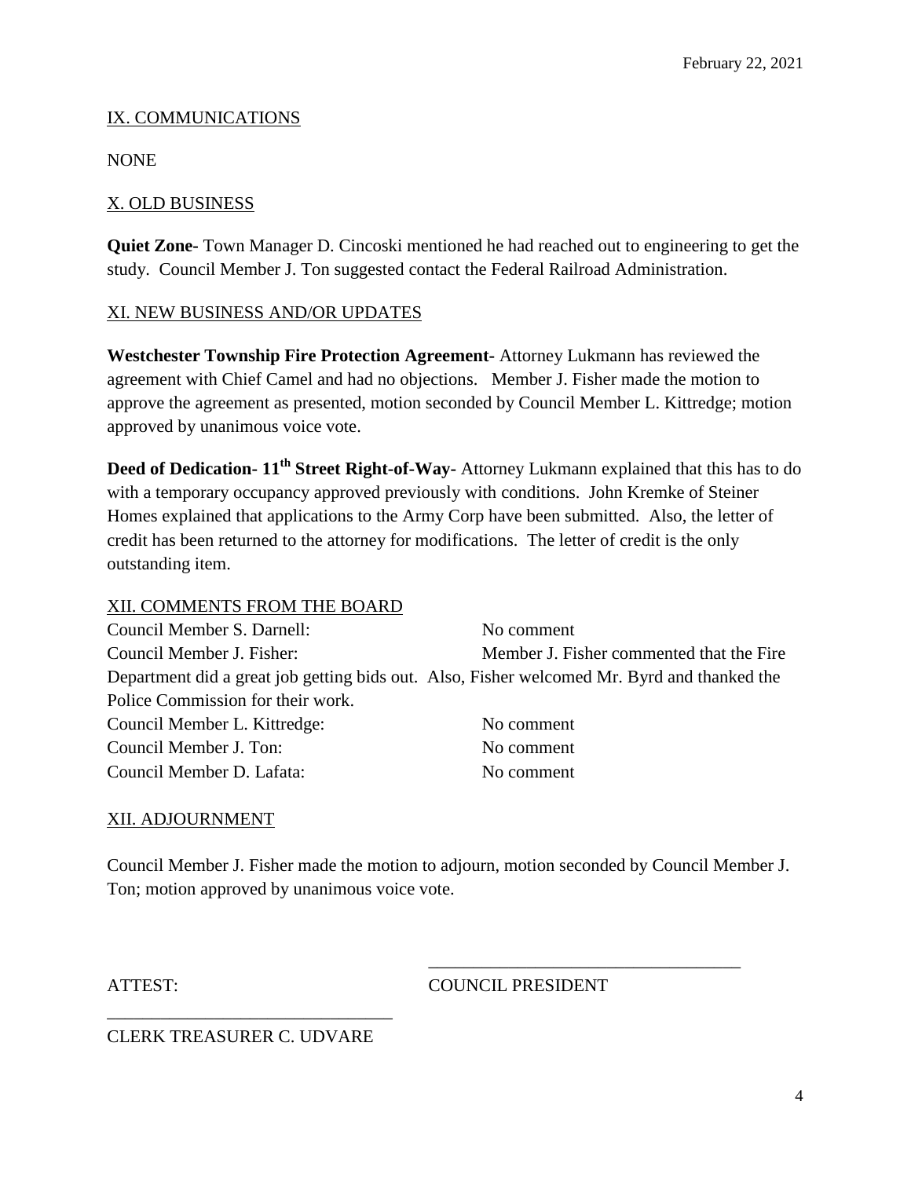February 22, 2021

## IX. COMMUNICATIONS

NONE

## X. OLD BUSINESS

**Quiet Zone-** Town Manager D. Cincoski mentioned he had reached out to engineering to get the study. Council Member J. Ton suggested contact the Federal Railroad Administration.

## XI. NEW BUSINESS AND/OR UPDATES

**Westchester Township Fire Protection Agreement-** Attorney Lukmann has reviewed the agreement with Chief Camel and had no objections. Member J. Fisher made the motion to approve the agreement as presented, motion seconded by Council Member L. Kittredge; motion approved by unanimous voice vote.

**Deed of Dedication- 11th Street Right-of-Way-** Attorney Lukmann explained that this has to do with a temporary occupancy approved previously with conditions. John Kremke of Steiner Homes explained that applications to the Army Corp have been submitted. Also, the letter of credit has been returned to the attorney for modifications. The letter of credit is the only outstanding item.

## XII. COMMENTS FROM THE BOARD

Council Member S. Darnell: No comment

Council Member J. Fisher: Member J. Fisher commented that the Fire Department did a great job getting bids out. Also, Fisher welcomed Mr. Byrd and thanked the Police Commission for their work.

Council Member L. Kittredge: No comment

Council Member J. Ton: No comment

Council Member D. Lafata: No comment

## XII. ADJOURNMENT

Council Member J. Fisher made the motion to adjourn, motion seconded by Council Member J. Ton; motion approved by unanimous voice vote.

ATTEST:

\_\_\_\_\_\_\_\_\_\_\_\_\_\_\_\_\_\_\_\_\_\_\_\_\_\_\_\_\_\_\_\_\_\_\_
COUNCIL PRESIDENT

\_\_\_\_\_\_\_\_\_\_\_\_\_\_\_\_\_\_\_\_\_\_\_\_\_\_\_\_\_\_\_\_\_\_\_
CLERK TREASURER C. UDVARE